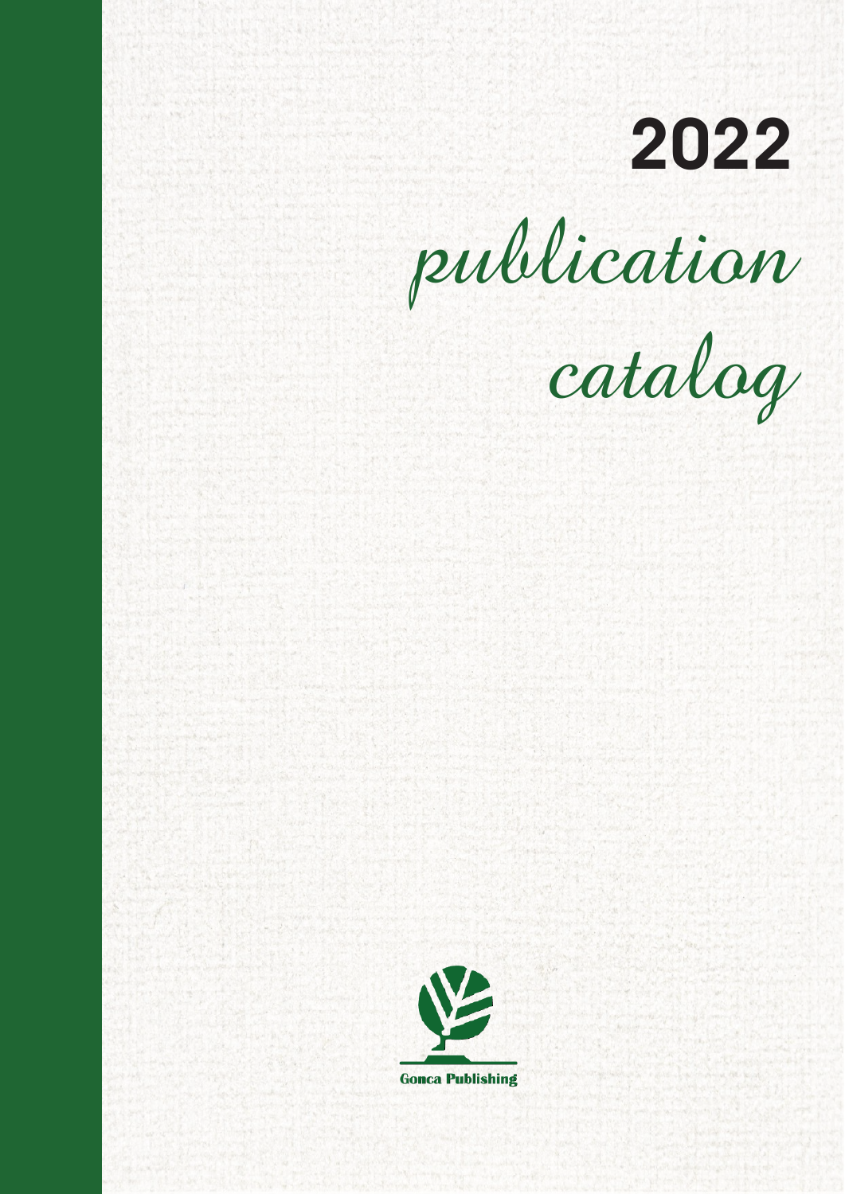# 2022

# *publication catalog*

Gonca Publishing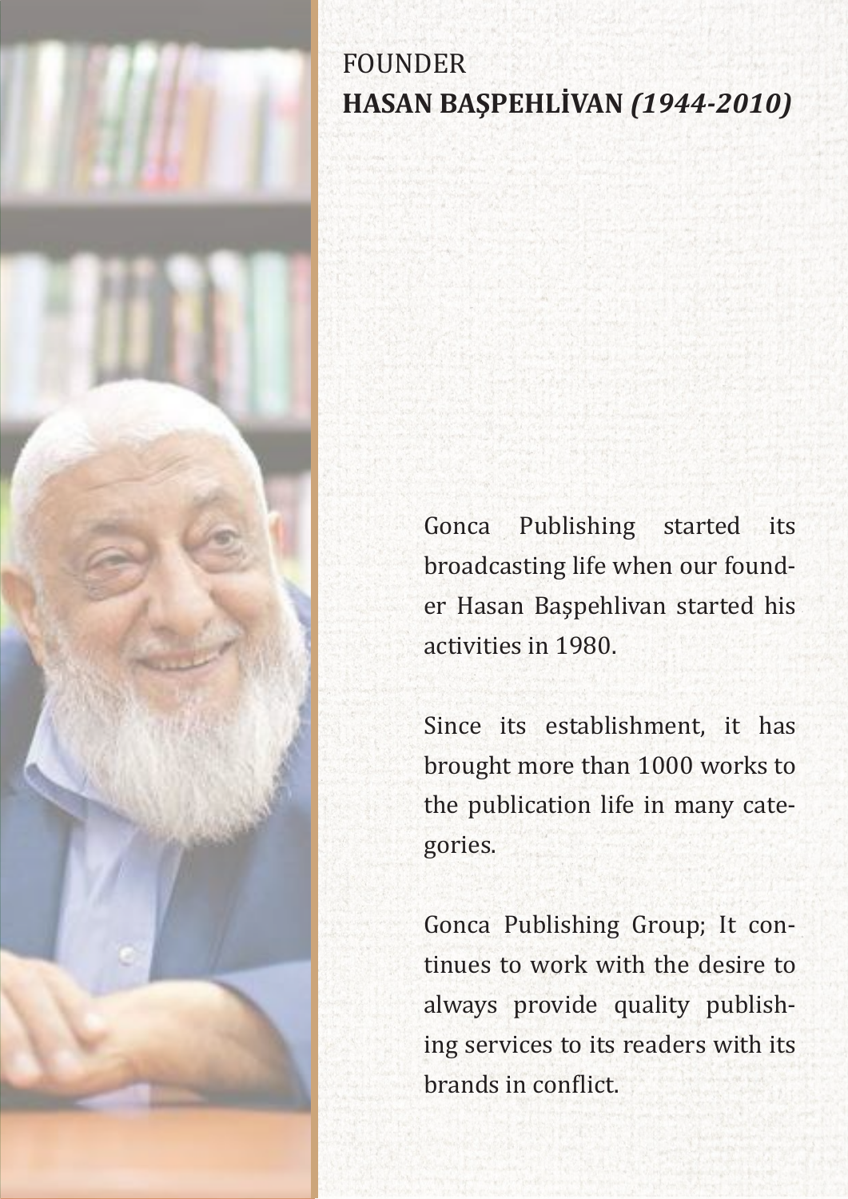FOUNDER

**HASAN BAŞPEHLİVAN** ***(1944-2010)***

Gonca Publishing started its broadcasting life when our founder Hasan Başpehlivan started his activities in 1980.

Since its establishment, it has brought more than 1000 works to the publication life in many categories.

Gonca Publishing Group; It continues to work with the desire to always provide quality publishing services to its readers with its brands in conflict.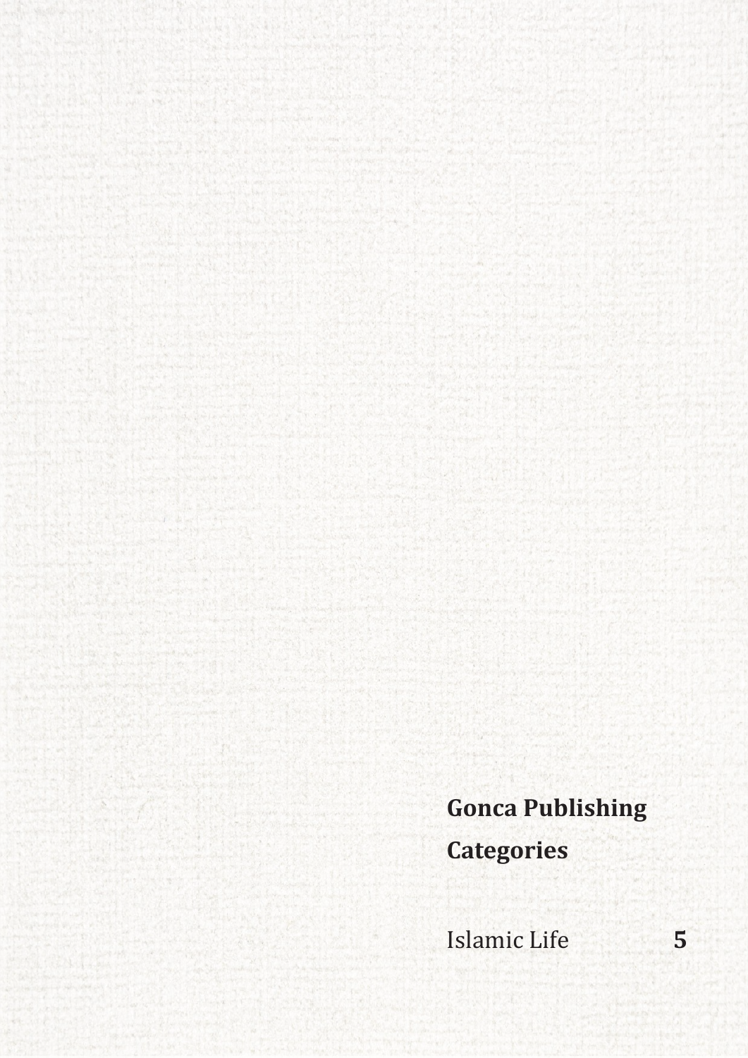**Gonca Publishing**

**Categories**

Islamic Life **5**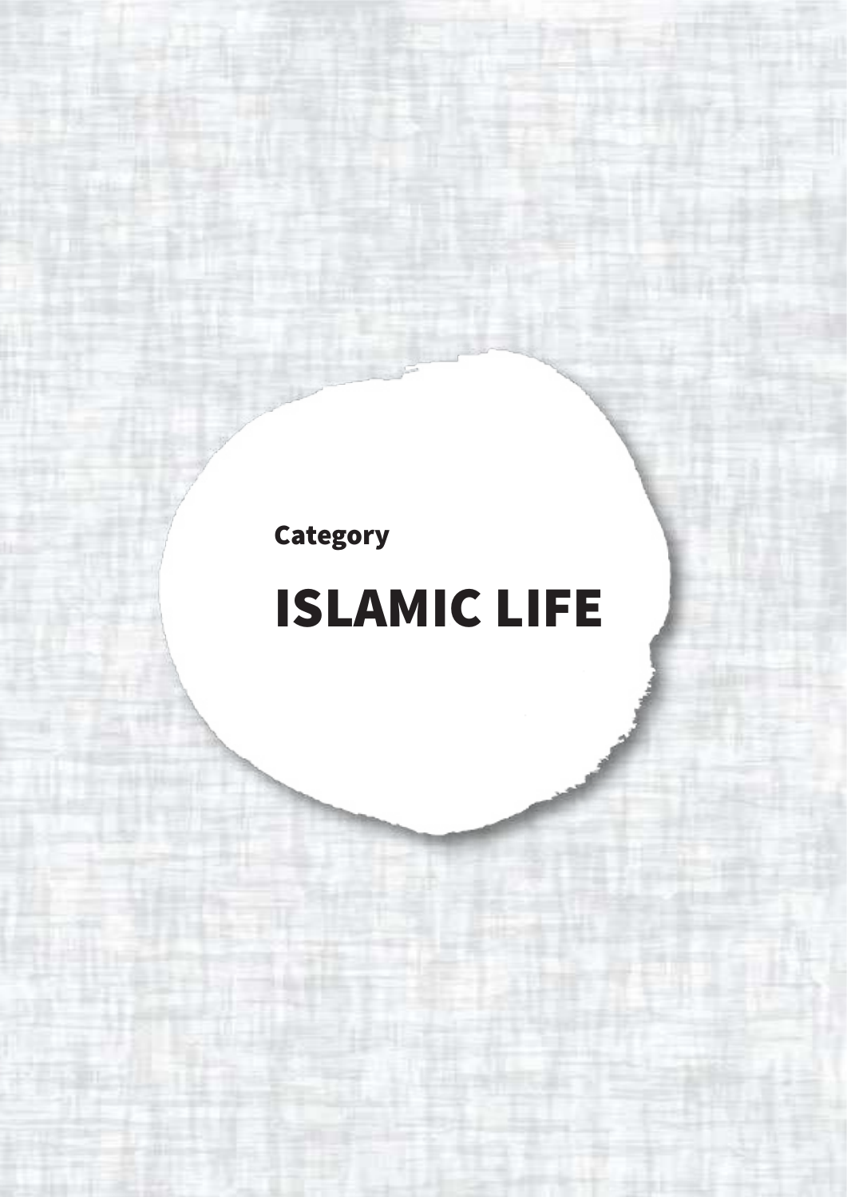Category

# ISLAMIC LIFE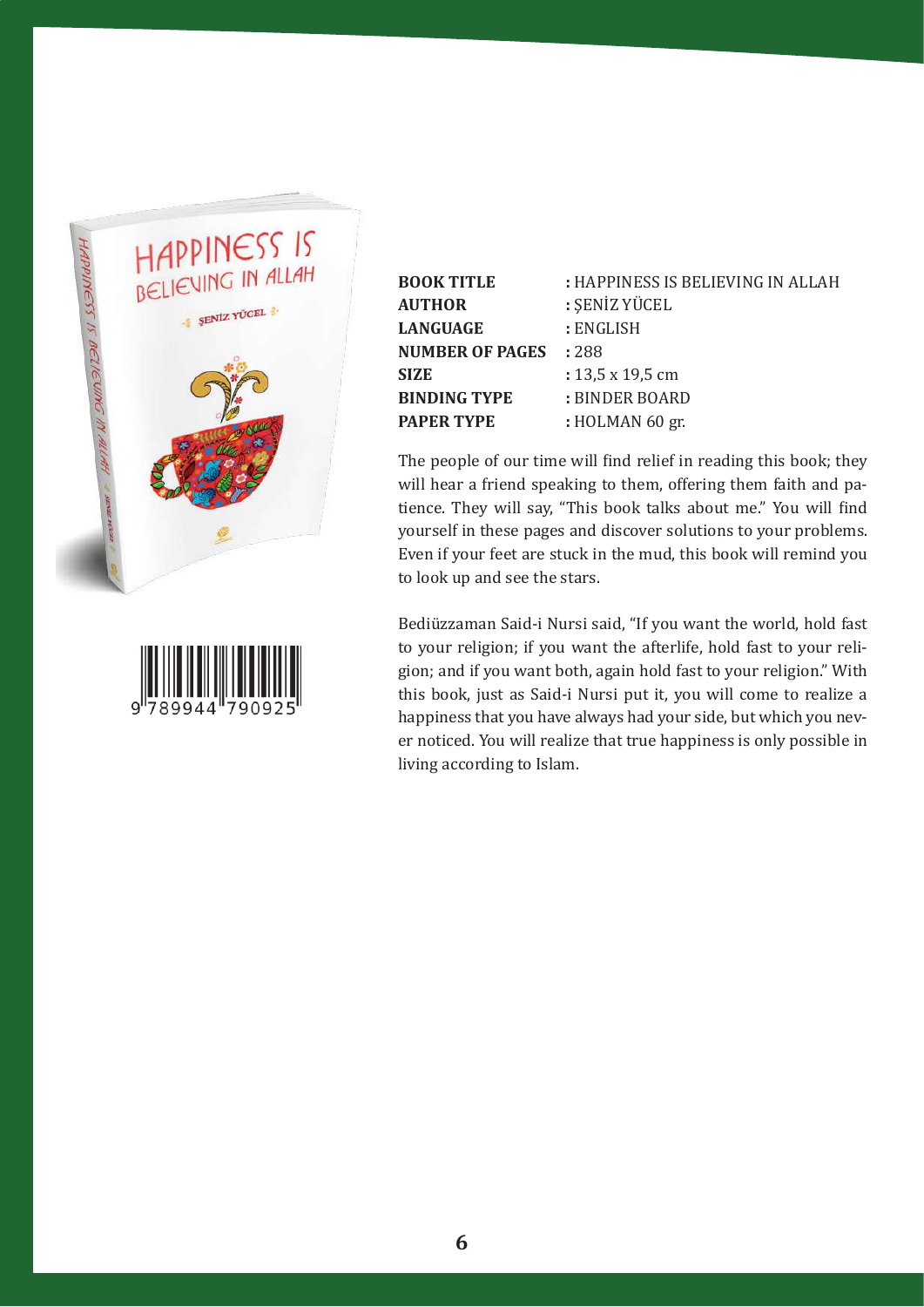| | |
|---|---|
| **BOOK TITLE** | : HAPPINESS IS BELIEVING IN ALLAH |
| **AUTHOR** | : ŞENİZ YÜCEL |
| **LANGUAGE** | : ENGLISH |
| **NUMBER OF PAGES** | : 288 |
| **SIZE** | : 13,5 x 19,5 cm |
| **BINDING TYPE** | : BINDER BOARD |
| **PAPER TYPE** | : HOLMAN 60 gr. |

The people of our time will find relief in reading this book; they will hear a friend speaking to them, offering them faith and patience. They will say, "This book talks about me." You will find yourself in these pages and discover solutions to your problems. Even if your feet are stuck in the mud, this book will remind you to look up and see the stars.

Bediüzzaman Said-i Nursi said, "If you want the world, hold fast to your religion; if you want the afterlife, hold fast to your religion; and if you want both, again hold fast to your religion." With this book, just as Said-i Nursi put it, you will come to realize a happiness that you have always had your side, but which you never noticed. You will realize that true happiness is only possible in living according to Islam.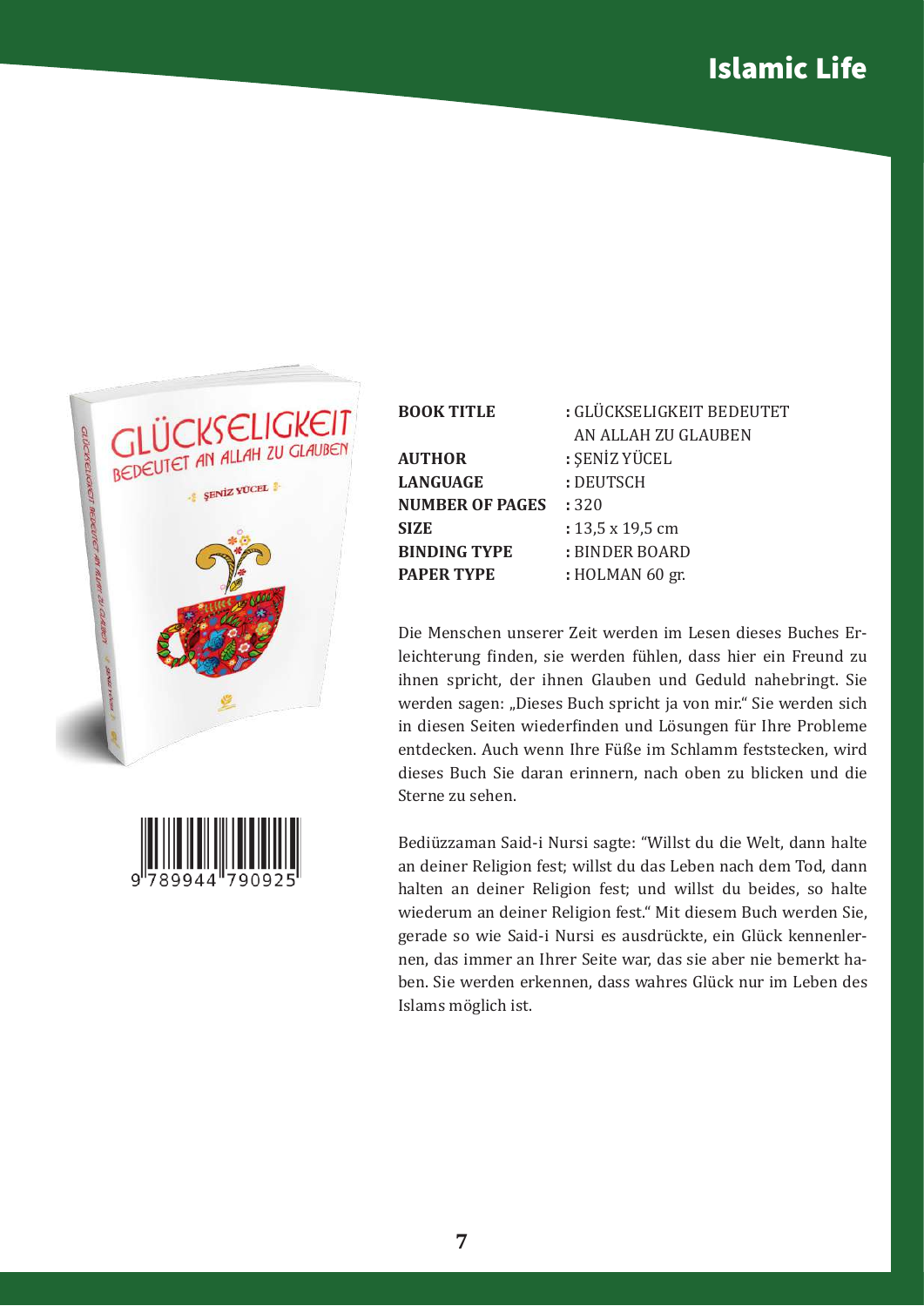| | |
|---|---|
| **BOOK TITLE** | : GLÜCKSELIGKEIT BEDEUTET AN ALLAH ZU GLAUBEN |
| **AUTHOR** | : ŞENİZ YÜCEL |
| **LANGUAGE** | : DEUTSCH |
| **NUMBER OF PAGES** | : 320 |
| **SIZE** | : 13,5 x 19,5 cm |
| **BINDING TYPE** | : BINDER BOARD |
| **PAPER TYPE** | : HOLMAN 60 gr. |

9789944790925

Die Menschen unserer Zeit werden im Lesen dieses Buches Erleichterung finden, sie werden fühlen, dass hier ein Freund zu ihnen spricht, der ihnen Glauben und Geduld nahebringt. Sie werden sagen: „Dieses Buch spricht ja von mir." Sie werden sich in diesen Seiten wiederfinden und Lösungen für Ihre Probleme entdecken. Auch wenn Ihre Füße im Schlamm feststecken, wird dieses Buch Sie daran erinnern, nach oben zu blicken und die Sterne zu sehen.

Bediüzzaman Said-i Nursi sagte: "Willst du die Welt, dann halte an deiner Religion fest; willst du das Leben nach dem Tod, dann halten an deiner Religion fest; und willst du beides, so halte wiederum an deiner Religion fest." Mit diesem Buch werden Sie, gerade so wie Said-i Nursi es ausdrückte, ein Glück kennenlernen, das immer an Ihrer Seite war, das sie aber nie bemerkt haben. Sie werden erkennen, dass wahres Glück nur im Leben des Islams möglich ist.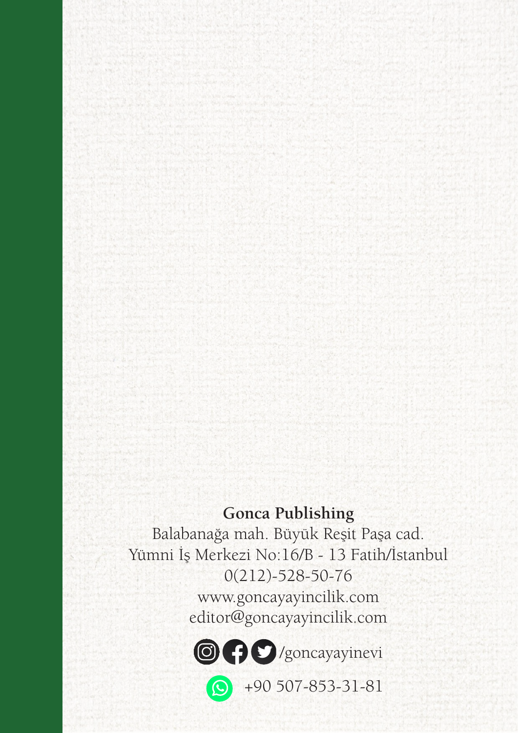**Gonca Publishing**

Balabanağa mah. Büyük Reşit Paşa cad.
Yümni İş Merkezi No:16/B - 13 Fatih/İstanbul
0(212)-528-50-76
www.goncayayincilik.com
editor@goncayayincilik.com

/goncayayinevi

+90 507-853-31-81